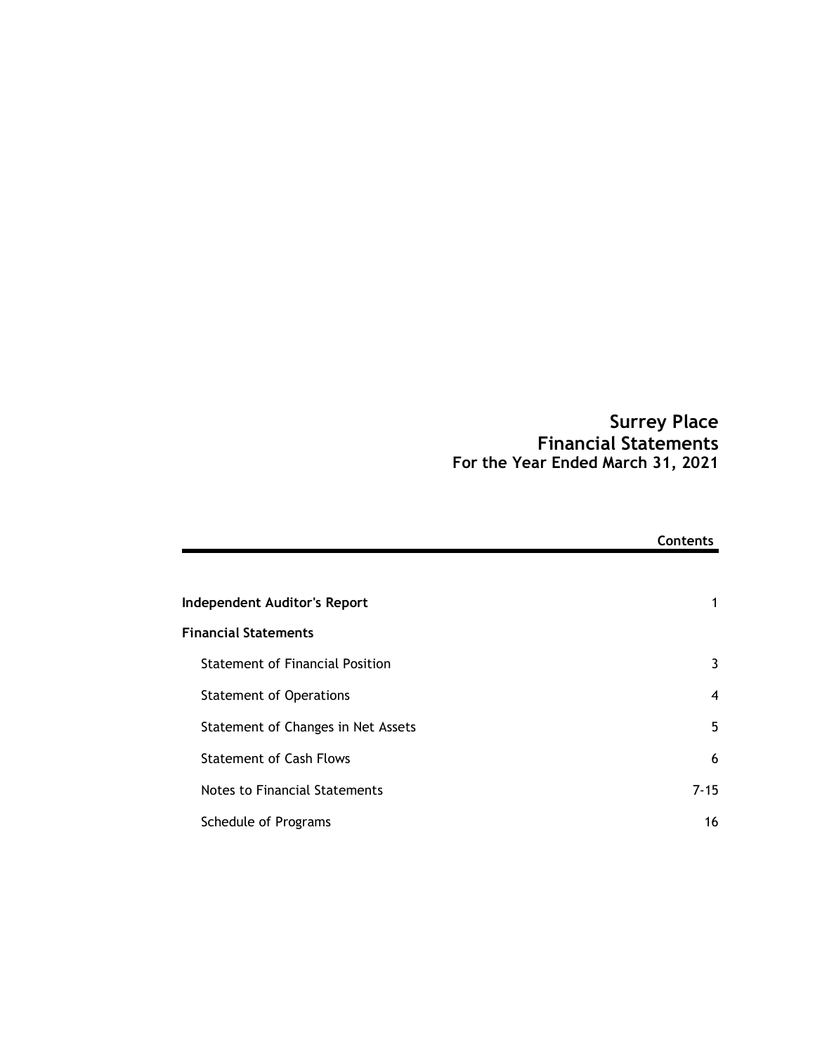# Surrey Place
# Financial Statements
## For the Year Ended March 31, 2021

| | Contents |
|---|---|
| **Independent Auditor's Report** | 1 |
| **Financial Statements** | |
| Statement of Financial Position | 3 |
| Statement of Operations | 4 |
| Statement of Changes in Net Assets | 5 |
| Statement of Cash Flows | 6 |
| Notes to Financial Statements | 7-15 |
| Schedule of Programs | 16 |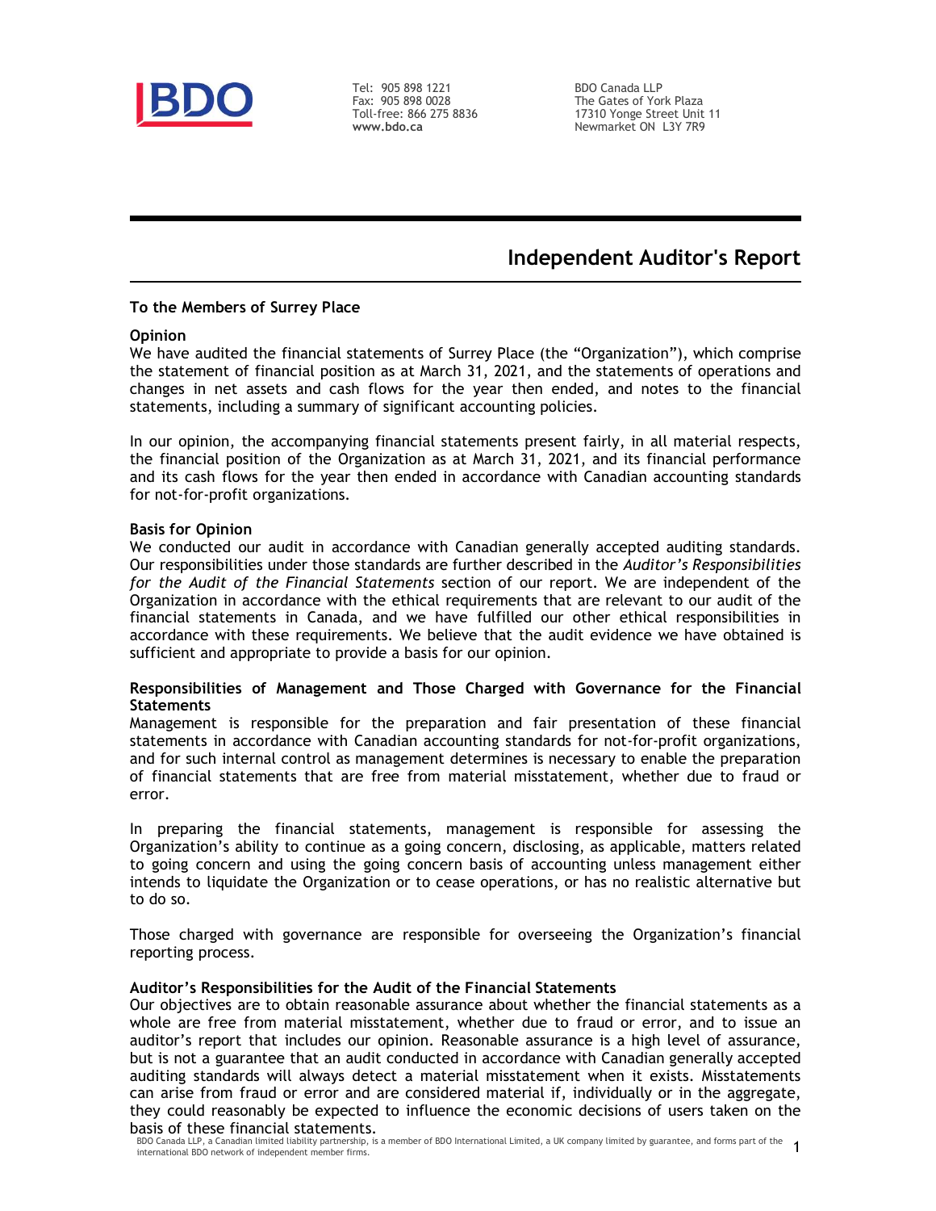Tel: 905 898 1221
Fax: 905 898 0028
Toll-free: 866 275 8836
**www.bdo.ca**

BDO Canada LLP
The Gates of York Plaza
17310 Yonge Street Unit 11
Newmarket ON L3Y 7R9

# Independent Auditor's Report

**To the Members of Surrey Place**

**Opinion**

We have audited the financial statements of Surrey Place (the "Organization"), which comprise the statement of financial position as at March 31, 2021, and the statements of operations and changes in net assets and cash flows for the year then ended, and notes to the financial statements, including a summary of significant accounting policies.

In our opinion, the accompanying financial statements present fairly, in all material respects, the financial position of the Organization as at March 31, 2021, and its financial performance and its cash flows for the year then ended in accordance with Canadian accounting standards for not-for-profit organizations.

**Basis for Opinion**

We conducted our audit in accordance with Canadian generally accepted auditing standards. Our responsibilities under those standards are further described in the *Auditor's Responsibilities for the Audit of the Financial Statements* section of our report. We are independent of the Organization in accordance with the ethical requirements that are relevant to our audit of the financial statements in Canada, and we have fulfilled our other ethical responsibilities in accordance with these requirements. We believe that the audit evidence we have obtained is sufficient and appropriate to provide a basis for our opinion.

**Responsibilities of Management and Those Charged with Governance for the Financial Statements**

Management is responsible for the preparation and fair presentation of these financial statements in accordance with Canadian accounting standards for not-for-profit organizations, and for such internal control as management determines is necessary to enable the preparation of financial statements that are free from material misstatement, whether due to fraud or error.

In preparing the financial statements, management is responsible for assessing the Organization's ability to continue as a going concern, disclosing, as applicable, matters related to going concern and using the going concern basis of accounting unless management either intends to liquidate the Organization or to cease operations, or has no realistic alternative but to do so.

Those charged with governance are responsible for overseeing the Organization's financial reporting process.

**Auditor's Responsibilities for the Audit of the Financial Statements**

Our objectives are to obtain reasonable assurance about whether the financial statements as a whole are free from material misstatement, whether due to fraud or error, and to issue an auditor's report that includes our opinion. Reasonable assurance is a high level of assurance, but is not a guarantee that an audit conducted in accordance with Canadian generally accepted auditing standards will always detect a material misstatement when it exists. Misstatements can arise from fraud or error and are considered material if, individually or in the aggregate, they could reasonably be expected to influence the economic decisions of users taken on the basis of these financial statements.

BDO Canada LLP, a Canadian limited liability partnership, is a member of BDO International Limited, a UK company limited by guarantee, and forms part of the international BDO network of independent member firms.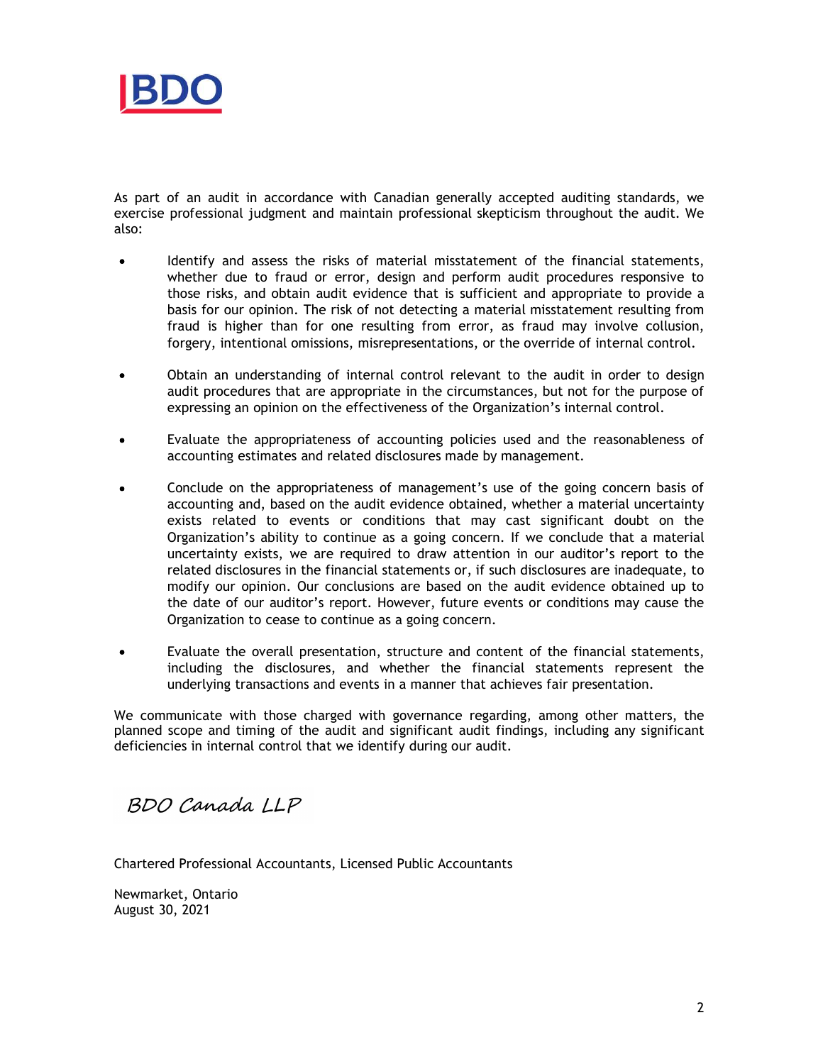As part of an audit in accordance with Canadian generally accepted auditing standards, we exercise professional judgment and maintain professional skepticism throughout the audit. We also:

- Identify and assess the risks of material misstatement of the financial statements, whether due to fraud or error, design and perform audit procedures responsive to those risks, and obtain audit evidence that is sufficient and appropriate to provide a basis for our opinion. The risk of not detecting a material misstatement resulting from fraud is higher than for one resulting from error, as fraud may involve collusion, forgery, intentional omissions, misrepresentations, or the override of internal control.

- Obtain an understanding of internal control relevant to the audit in order to design audit procedures that are appropriate in the circumstances, but not for the purpose of expressing an opinion on the effectiveness of the Organization's internal control.

- Evaluate the appropriateness of accounting policies used and the reasonableness of accounting estimates and related disclosures made by management.

- Conclude on the appropriateness of management's use of the going concern basis of accounting and, based on the audit evidence obtained, whether a material uncertainty exists related to events or conditions that may cast significant doubt on the Organization's ability to continue as a going concern. If we conclude that a material uncertainty exists, we are required to draw attention in our auditor's report to the related disclosures in the financial statements or, if such disclosures are inadequate, to modify our opinion. Our conclusions are based on the audit evidence obtained up to the date of our auditor's report. However, future events or conditions may cause the Organization to cease to continue as a going concern.

- Evaluate the overall presentation, structure and content of the financial statements, including the disclosures, and whether the financial statements represent the underlying transactions and events in a manner that achieves fair presentation.

We communicate with those charged with governance regarding, among other matters, the planned scope and timing of the audit and significant audit findings, including any significant deficiencies in internal control that we identify during our audit.

BDO Canada LLP

Chartered Professional Accountants, Licensed Public Accountants

Newmarket, Ontario
August 30, 2021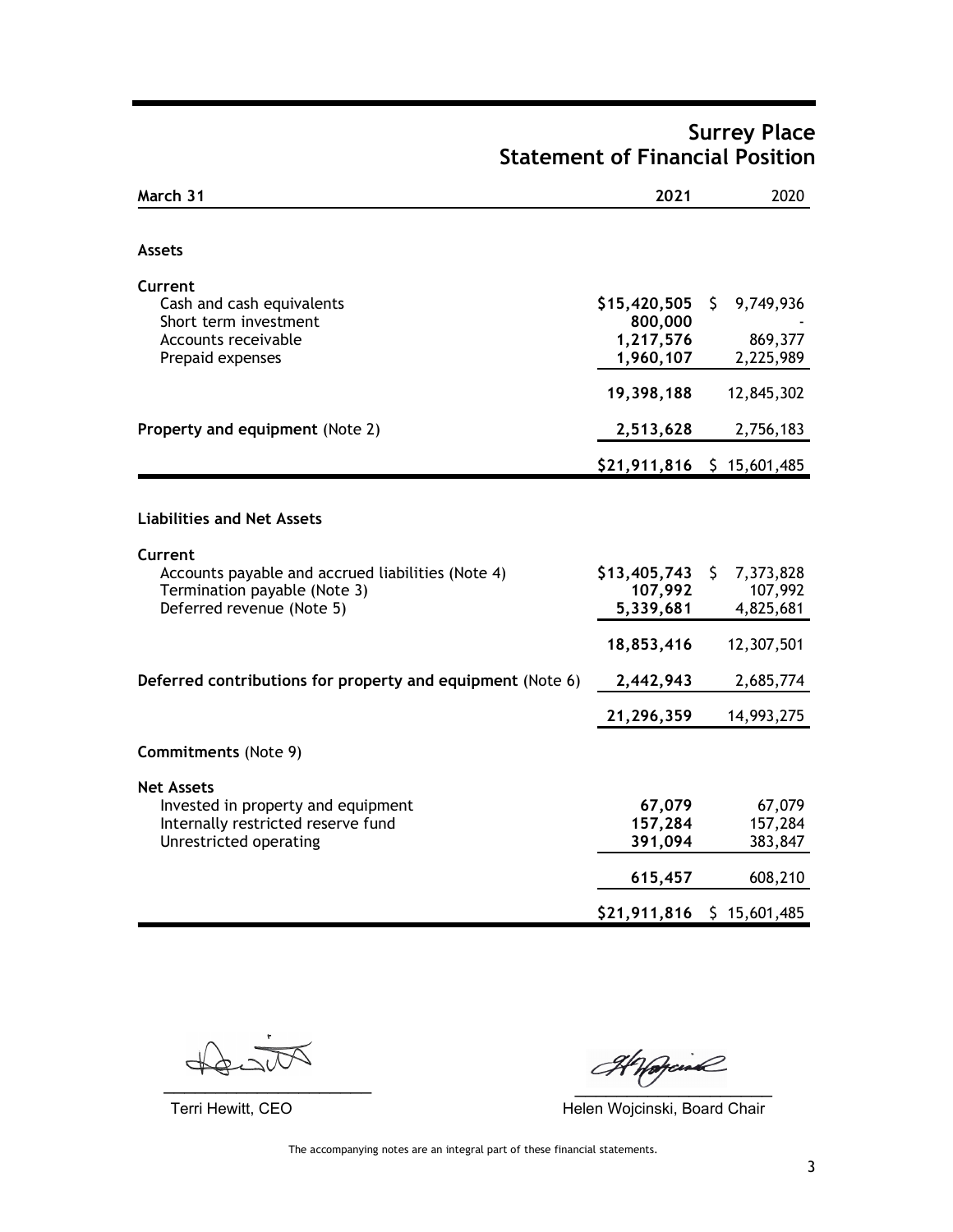# Surrey Place
## Statement of Financial Position

| March 31 | 2021 | 2020 |
|---|---|---|
| **Assets** | | |
| **Current** | | |
| Cash and cash equivalents | **$15,420,505** | $ 9,749,936 |
| Short term investment | **800,000** | - |
| Accounts receivable | **1,217,576** | 869,377 |
| Prepaid expenses | **1,960,107** | 2,225,989 |
| | **19,398,188** | 12,845,302 |
| **Property and equipment** (Note 2) | **2,513,628** | 2,756,183 |
| | **$21,911,816** | $ 15,601,485 |
| **Liabilities and Net Assets** | | |
| **Current** | | |
| Accounts payable and accrued liabilities (Note 4) | **$13,405,743** | $ 7,373,828 |
| Termination payable (Note 3) | **107,992** | 107,992 |
| Deferred revenue (Note 5) | **5,339,681** | 4,825,681 |
| | **18,853,416** | 12,307,501 |
| **Deferred contributions for property and equipment** (Note 6) | **2,442,943** | 2,685,774 |
| | **21,296,359** | 14,993,275 |
| **Commitments** (Note 9) | | |
| **Net Assets** | | |
| Invested in property and equipment | **67,079** | 67,079 |
| Internally restricted reserve fund | **157,284** | 157,284 |
| Unrestricted operating | **391,094** | 383,847 |
| | **615,457** | 608,210 |
| | **$21,911,816** | $ 15,601,485 |

Terri Hewitt, CEO

Helen Wojcinski, Board Chair

The accompanying notes are an integral part of these financial statements.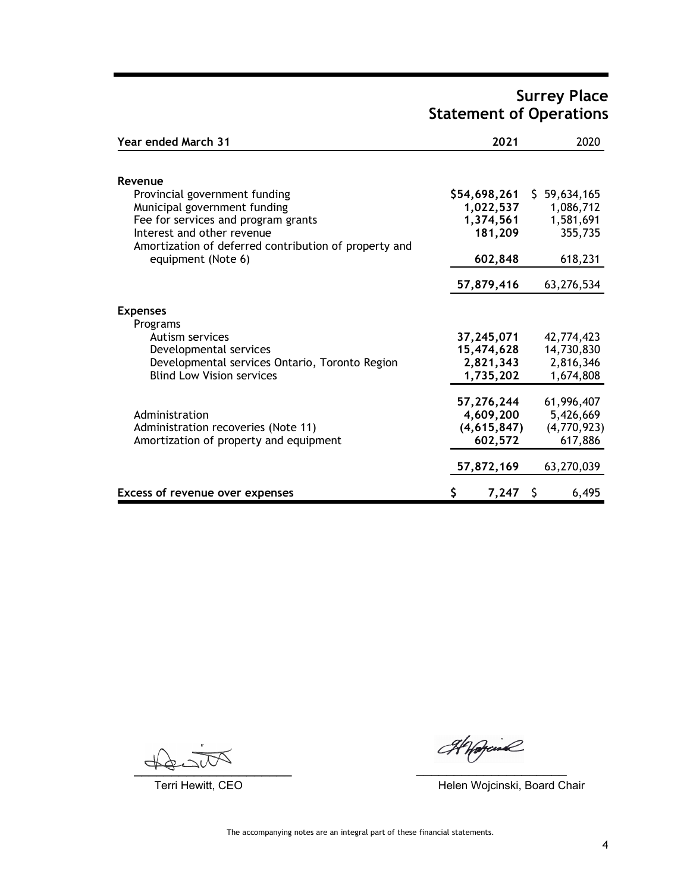# Surrey Place
## Statement of Operations

| Year ended March 31 | 2021 | 2020 |
|---|---|---|
| **Revenue** | | |
| Provincial government funding | **$54,698,261** | $ 59,634,165 |
| Municipal government funding | **1,022,537** | 1,086,712 |
| Fee for services and program grants | **1,374,561** | 1,581,691 |
| Interest and other revenue | **181,209** | 355,735 |
| Amortization of deferred contribution of property and equipment (Note 6) | **602,848** | 618,231 |
| | **57,879,416** | 63,276,534 |
| **Expenses** | | |
| Programs | | |
| Autism services | **37,245,071** | 42,774,423 |
| Developmental services | **15,474,628** | 14,730,830 |
| Developmental services Ontario, Toronto Region | **2,821,343** | 2,816,346 |
| Blind Low Vision services | **1,735,202** | 1,674,808 |
| | **57,276,244** | 61,996,407 |
| Administration | **4,609,200** | 5,426,669 |
| Administration recoveries (Note 11) | **(4,615,847)** | (4,770,923) |
| Amortization of property and equipment | **602,572** | 617,886 |
| | **57,872,169** | 63,270,039 |
| **Excess of revenue over expenses** | **$ 7,247** | $ 6,495 |

Terri Hewitt, CEO

Helen Wojcinski, Board Chair

The accompanying notes are an integral part of these financial statements.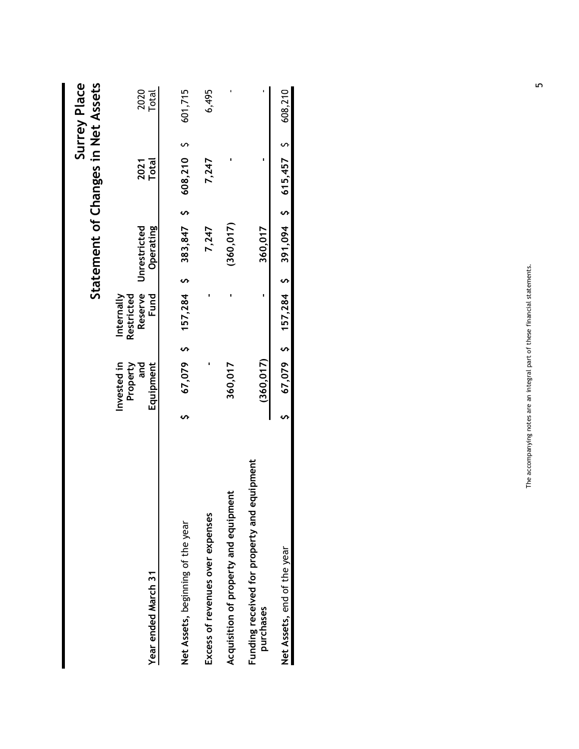# Surrey Place

## Statement of Changes in Net Assets

| Year ended March 31 | Invested in Property and Equipment | Internally Restricted Reserve Fund | Unrestricted Operating | 2021 Total | 2020 Total |
|---|---|---|---|---|---|
| **Net Assets**, beginning of the year | $ 67,079 | $ 157,284 | $ 383,847 | $ 608,210 | $ 601,715 |
| **Excess of revenues over expenses** | - | - | 7,247 | 7,247 | 6,495 |
| **Acquisition of property and equipment** | 360,017 | - | (360,017) | - | - |
| **Funding received for property and equipment purchases** | (360,017) | - | 360,017 | - | - |
| **Net Assets**, end of the year | $ 67,079 | $ 157,284 | $ 391,094 | $ 615,457 | $ 608,210 |

The accompanying notes are an integral part of these financial statements.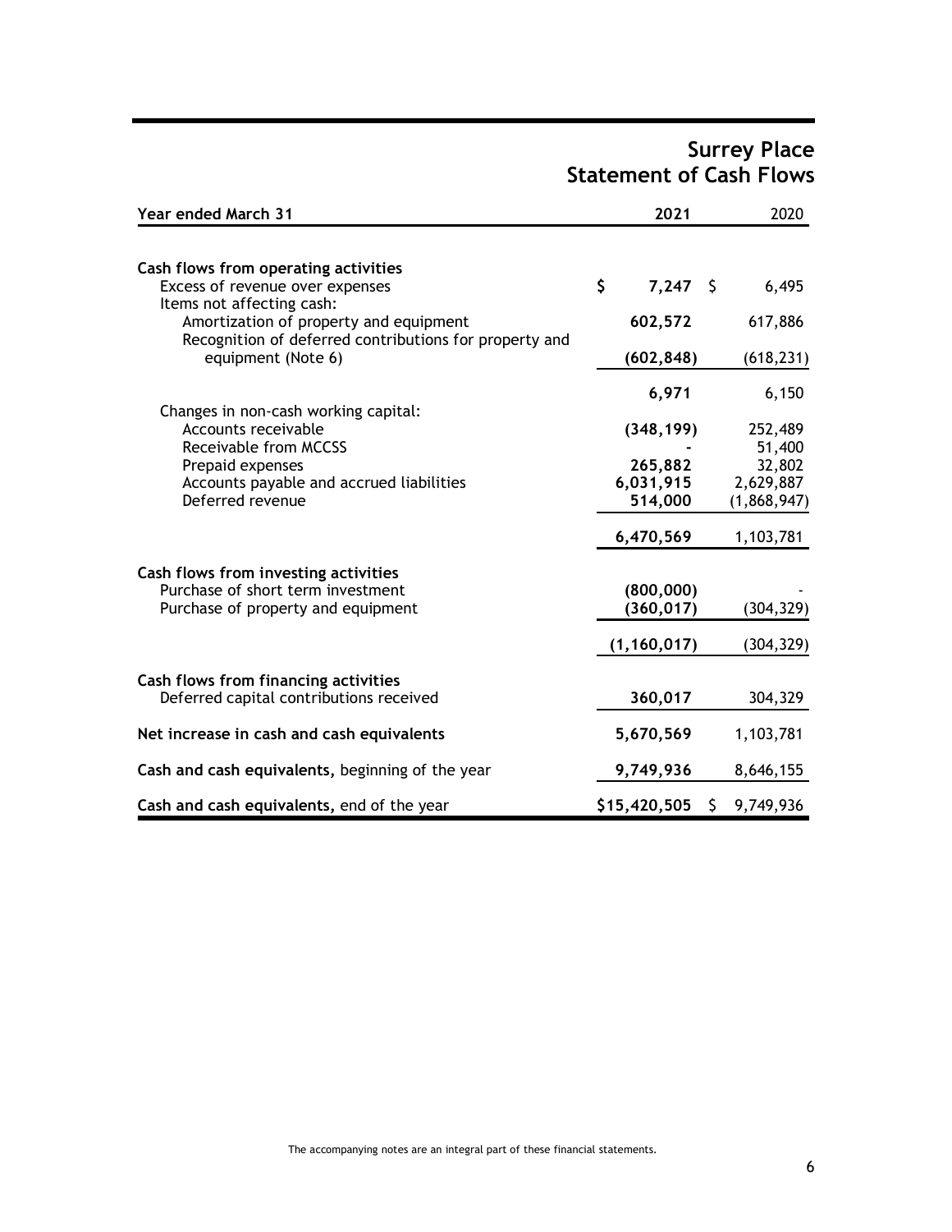# Surrey Place
## Statement of Cash Flows

| Year ended March 31 | 2021 | 2020 |
|---|---|---|
| **Cash flows from operating activities** | | |
| Excess of revenue over expenses | **$ 7,247** | $ 6,495 |
| Items not affecting cash: | | |
| Amortization of property and equipment | **602,572** | 617,886 |
| Recognition of deferred contributions for property and equipment (Note 6) | **(602,848)** | (618,231) |
| | **6,971** | 6,150 |
| Changes in non-cash working capital: | | |
| Accounts receivable | **(348,199)** | 252,489 |
| Receivable from MCCSS | **-** | 51,400 |
| Prepaid expenses | **265,882** | 32,802 |
| Accounts payable and accrued liabilities | **6,031,915** | 2,629,887 |
| Deferred revenue | **514,000** | (1,868,947) |
| | **6,470,569** | 1,103,781 |
| **Cash flows from investing activities** | | |
| Purchase of short term investment | **(800,000)** | - |
| Purchase of property and equipment | **(360,017)** | (304,329) |
| | **(1,160,017)** | (304,329) |
| **Cash flows from financing activities** | | |
| Deferred capital contributions received | **360,017** | 304,329 |
| **Net increase in cash and cash equivalents** | **5,670,569** | 1,103,781 |
| **Cash and cash equivalents,** beginning of the year | **9,749,936** | 8,646,155 |
| **Cash and cash equivalents,** end of the year | **$15,420,505** | $ 9,749,936 |

The accompanying notes are an integral part of these financial statements.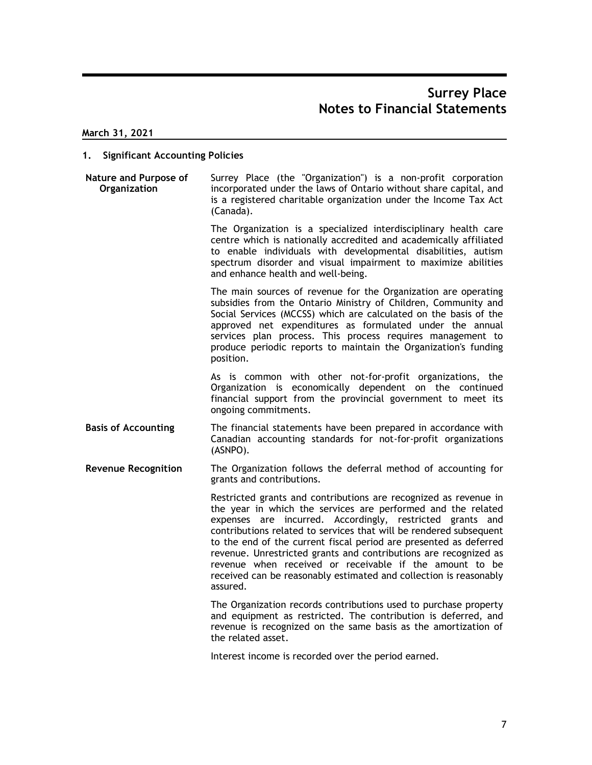# Surrey Place
# Notes to Financial Statements

**March 31, 2021**

## 1. Significant Accounting Policies

**Nature and Purpose of Organization**

Surrey Place (the "Organization") is a non-profit corporation incorporated under the laws of Ontario without share capital, and is a registered charitable organization under the Income Tax Act (Canada).

The Organization is a specialized interdisciplinary health care centre which is nationally accredited and academically affiliated to enable individuals with developmental disabilities, autism spectrum disorder and visual impairment to maximize abilities and enhance health and well-being.

The main sources of revenue for the Organization are operating subsidies from the Ontario Ministry of Children, Community and Social Services (MCCSS) which are calculated on the basis of the approved net expenditures as formulated under the annual services plan process. This process requires management to produce periodic reports to maintain the Organization's funding position.

As is common with other not-for-profit organizations, the Organization is economically dependent on the continued financial support from the provincial government to meet its ongoing commitments.

**Basis of Accounting**

The financial statements have been prepared in accordance with Canadian accounting standards for not-for-profit organizations (ASNPO).

**Revenue Recognition**

The Organization follows the deferral method of accounting for grants and contributions.

Restricted grants and contributions are recognized as revenue in the year in which the services are performed and the related expenses are incurred. Accordingly, restricted grants and contributions related to services that will be rendered subsequent to the end of the current fiscal period are presented as deferred revenue. Unrestricted grants and contributions are recognized as revenue when received or receivable if the amount to be received can be reasonably estimated and collection is reasonably assured.

The Organization records contributions used to purchase property and equipment as restricted. The contribution is deferred, and revenue is recognized on the same basis as the amortization of the related asset.

Interest income is recorded over the period earned.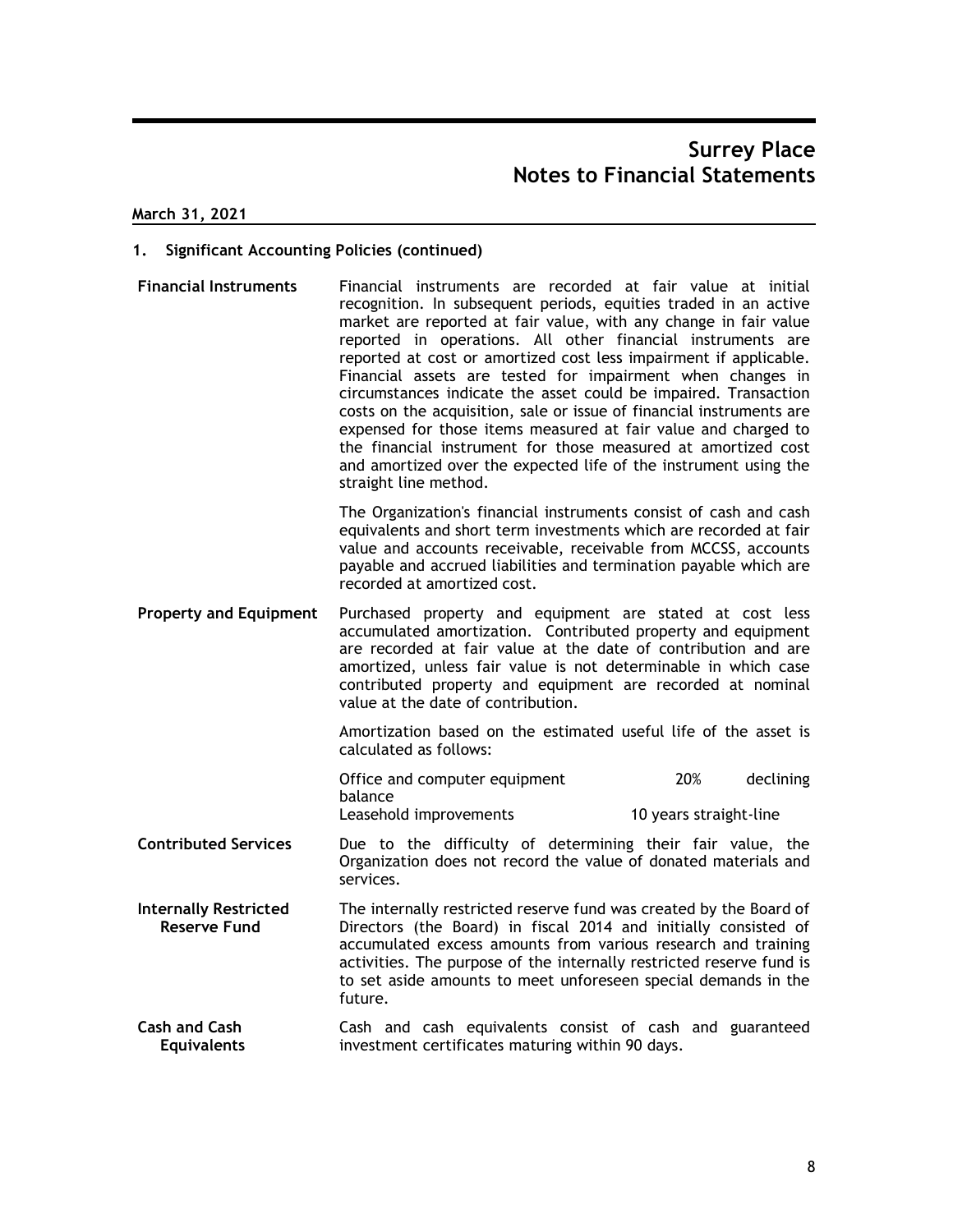## Surrey Place
## Notes to Financial Statements

**March 31, 2021**

### 1. Significant Accounting Policies (continued)

**Financial Instruments**

Financial instruments are recorded at fair value at initial recognition. In subsequent periods, equities traded in an active market are reported at fair value, with any change in fair value reported in operations. All other financial instruments are reported at cost or amortized cost less impairment if applicable. Financial assets are tested for impairment when changes in circumstances indicate the asset could be impaired. Transaction costs on the acquisition, sale or issue of financial instruments are expensed for those items measured at fair value and charged to the financial instrument for those measured at amortized cost and amortized over the expected life of the instrument using the straight line method.

The Organization's financial instruments consist of cash and cash equivalents and short term investments which are recorded at fair value and accounts receivable, receivable from MCCSS, accounts payable and accrued liabilities and termination payable which are recorded at amortized cost.

**Property and Equipment**

Purchased property and equipment are stated at cost less accumulated amortization. Contributed property and equipment are recorded at fair value at the date of contribution and are amortized, unless fair value is not determinable in which case contributed property and equipment are recorded at nominal value at the date of contribution.

Amortization based on the estimated useful life of the asset is calculated as follows:

| | |
|---|---|
| Office and computer equipment | 20% declining balance |
| Leasehold improvements | 10 years straight-line |

**Contributed Services**

Due to the difficulty of determining their fair value, the Organization does not record the value of donated materials and services.

**Internally Restricted Reserve Fund**

The internally restricted reserve fund was created by the Board of Directors (the Board) in fiscal 2014 and initially consisted of accumulated excess amounts from various research and training activities. The purpose of the internally restricted reserve fund is to set aside amounts to meet unforeseen special demands in the future.

**Cash and Cash Equivalents**

Cash and cash equivalents consist of cash and guaranteed investment certificates maturing within 90 days.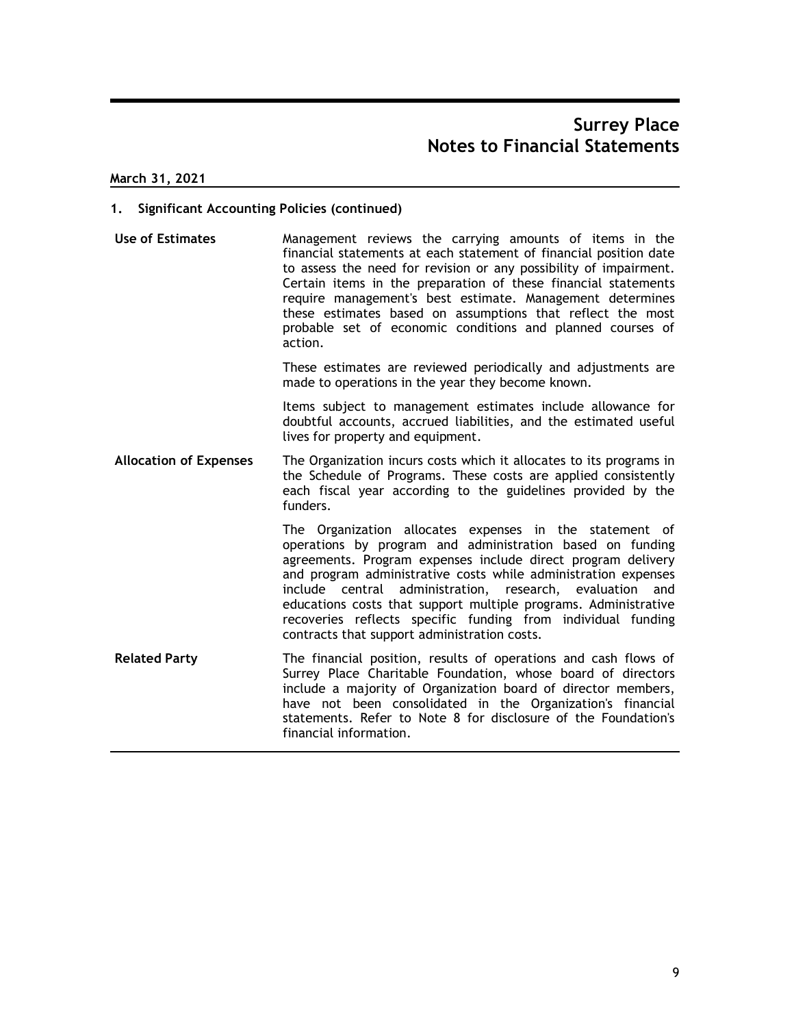# Surrey Place
# Notes to Financial Statements

**March 31, 2021**

## 1. Significant Accounting Policies (continued)

**Use of Estimates**

Management reviews the carrying amounts of items in the financial statements at each statement of financial position date to assess the need for revision or any possibility of impairment. Certain items in the preparation of these financial statements require management's best estimate. Management determines these estimates based on assumptions that reflect the most probable set of economic conditions and planned courses of action.

These estimates are reviewed periodically and adjustments are made to operations in the year they become known.

Items subject to management estimates include allowance for doubtful accounts, accrued liabilities, and the estimated useful lives for property and equipment.

**Allocation of Expenses**

The Organization incurs costs which it allocates to its programs in the Schedule of Programs. These costs are applied consistently each fiscal year according to the guidelines provided by the funders.

The Organization allocates expenses in the statement of operations by program and administration based on funding agreements. Program expenses include direct program delivery and program administrative costs while administration expenses include central administration, research, evaluation and educations costs that support multiple programs. Administrative recoveries reflects specific funding from individual funding contracts that support administration costs.

**Related Party**

The financial position, results of operations and cash flows of Surrey Place Charitable Foundation, whose board of directors include a majority of Organization board of director members, have not been consolidated in the Organization's financial statements. Refer to Note 8 for disclosure of the Foundation's financial information.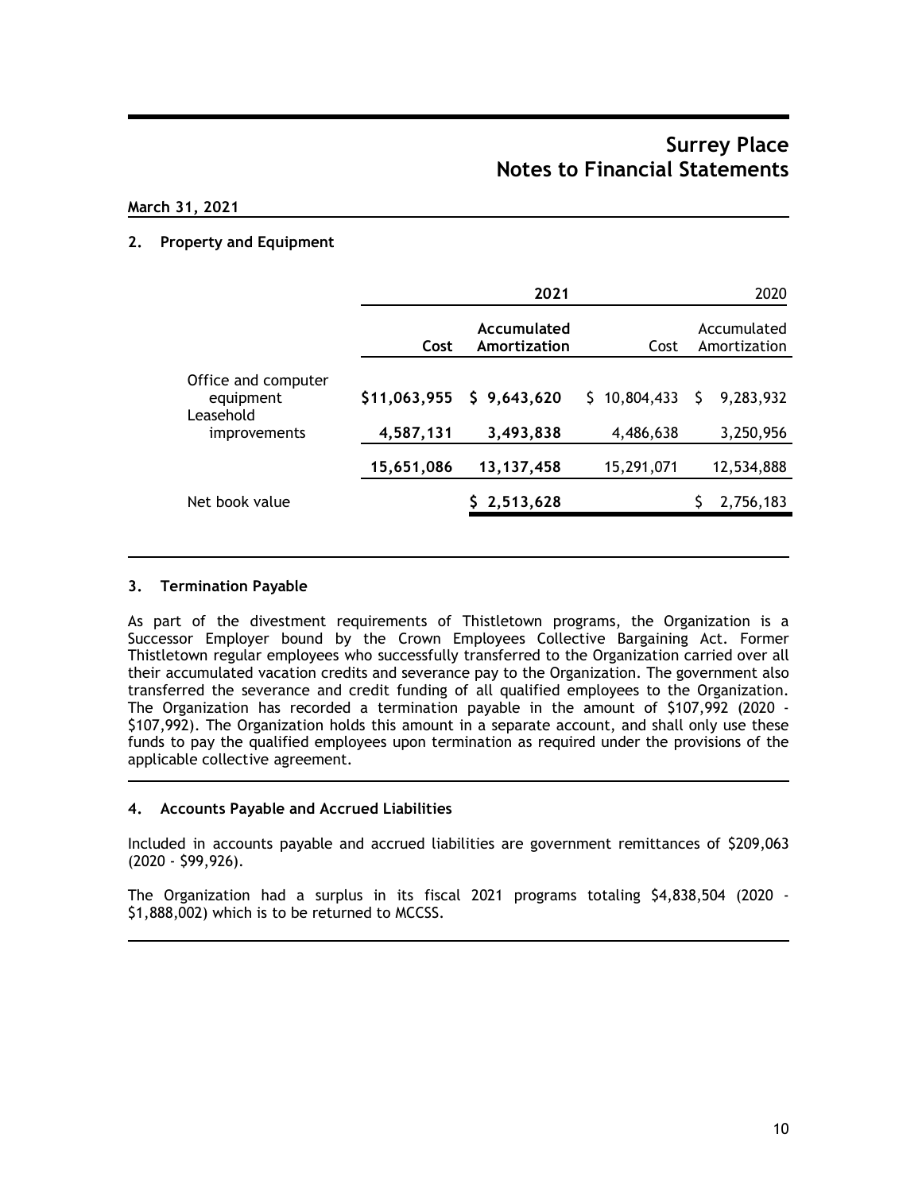# Surrey Place
# Notes to Financial Statements

**March 31, 2021**

## 2. Property and Equipment

| | **2021** | | 2020 | |
|---|---|---|---|---|
| | **Cost** | **Accumulated Amortization** | Cost | Accumulated Amortization |
| Office and computer equipment | **$11,063,955** | **$ 9,643,620** | $ 10,804,433 | $ 9,283,932 |
| Leasehold improvements | **4,587,131** | **3,493,838** | 4,486,638 | 3,250,956 |
| | **15,651,086** | **13,137,458** | 15,291,071 | 12,534,888 |
| Net book value | | **$ 2,513,628** | | $ 2,756,183 |

## 3. Termination Payable

As part of the divestment requirements of Thistletown programs, the Organization is a Successor Employer bound by the Crown Employees Collective Bargaining Act. Former Thistletown regular employees who successfully transferred to the Organization carried over all their accumulated vacation credits and severance pay to the Organization. The government also transferred the severance and credit funding of all qualified employees to the Organization. The Organization has recorded a termination payable in the amount of $107,992 (2020 - $107,992). The Organization holds this amount in a separate account, and shall only use these funds to pay the qualified employees upon termination as required under the provisions of the applicable collective agreement.

## 4. Accounts Payable and Accrued Liabilities

Included in accounts payable and accrued liabilities are government remittances of $209,063 (2020 - $99,926).

The Organization had a surplus in its fiscal 2021 programs totaling $4,838,504 (2020 - $1,888,002) which is to be returned to MCCSS.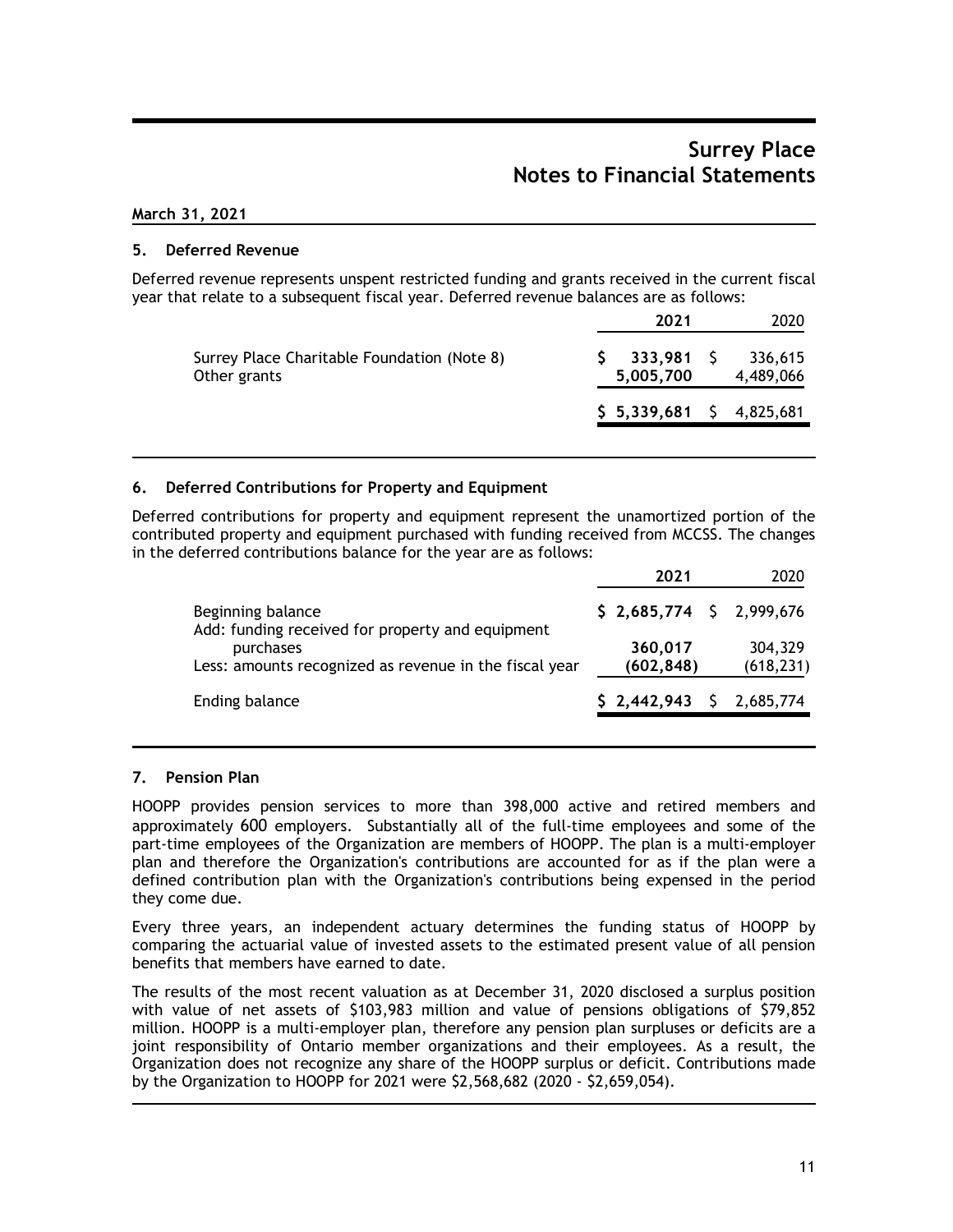# Surrey Place
# Notes to Financial Statements

**March 31, 2021**

## 5. Deferred Revenue

Deferred revenue represents unspent restricted funding and grants received in the current fiscal year that relate to a subsequent fiscal year. Deferred revenue balances are as follows:

| | **2021** | 2020 |
|---|---|---|
| Surrey Place Charitable Foundation (Note 8) | **$ 333,981** | $ 336,615 |
| Other grants | **5,005,700** | 4,489,066 |
| | **$ 5,339,681** | $ 4,825,681 |

## 6. Deferred Contributions for Property and Equipment

Deferred contributions for property and equipment represent the unamortized portion of the contributed property and equipment purchased with funding received from MCCSS. The changes in the deferred contributions balance for the year are as follows:

| | **2021** | 2020 |
|---|---|---|
| Beginning balance | **$ 2,685,774** | $ 2,999,676 |
| Add: funding received for property and equipment purchases | **360,017** | 304,329 |
| Less: amounts recognized as revenue in the fiscal year | **(602,848)** | (618,231) |
| Ending balance | **$ 2,442,943** | $ 2,685,774 |

## 7. Pension Plan

HOOPP provides pension services to more than 398,000 active and retired members and approximately 600 employers. Substantially all of the full-time employees and some of the part-time employees of the Organization are members of HOOPP. The plan is a multi-employer plan and therefore the Organization's contributions are accounted for as if the plan were a defined contribution plan with the Organization's contributions being expensed in the period they come due.

Every three years, an independent actuary determines the funding status of HOOPP by comparing the actuarial value of invested assets to the estimated present value of all pension benefits that members have earned to date.

The results of the most recent valuation as at December 31, 2020 disclosed a surplus position with value of net assets of $103,983 million and value of pensions obligations of $79,852 million. HOOPP is a multi-employer plan, therefore any pension plan surpluses or deficits are a joint responsibility of Ontario member organizations and their employees. As a result, the Organization does not recognize any share of the HOOPP surplus or deficit. Contributions made by the Organization to HOOPP for 2021 were $2,568,682 (2020 - $2,659,054).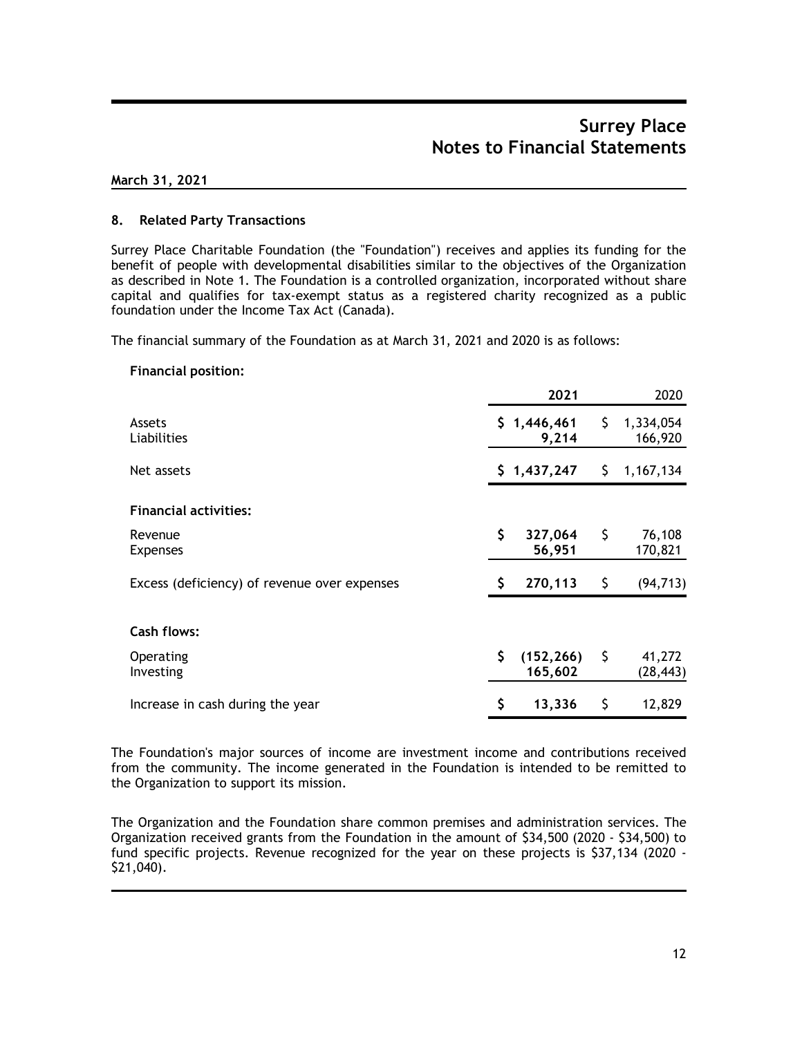# Surrey Place
# Notes to Financial Statements

**March 31, 2021**

## 8. Related Party Transactions

Surrey Place Charitable Foundation (the "Foundation") receives and applies its funding for the benefit of people with developmental disabilities similar to the objectives of the Organization as described in Note 1. The Foundation is a controlled organization, incorporated without share capital and qualifies for tax-exempt status as a registered charity recognized as a public foundation under the Income Tax Act (Canada).

The financial summary of the Foundation as at March 31, 2021 and 2020 is as follows:

| | 2021 | 2020 |
|---|---|---|
| **Financial position:** | | |
| Assets | **$ 1,446,461** | $ 1,334,054 |
| Liabilities | **9,214** | 166,920 |
| Net assets | **$ 1,437,247** | $ 1,167,134 |
| **Financial activities:** | | |
| Revenue | **$ 327,064** | $ 76,108 |
| Expenses | **56,951** | 170,821 |
| Excess (deficiency) of revenue over expenses | **$ 270,113** | $ (94,713) |
| **Cash flows:** | | |
| Operating | **$ (152,266)** | $ 41,272 |
| Investing | **165,602** | (28,443) |
| Increase in cash during the year | **$ 13,336** | $ 12,829 |

The Foundation's major sources of income are investment income and contributions received from the community. The income generated in the Foundation is intended to be remitted to the Organization to support its mission.

The Organization and the Foundation share common premises and administration services. The Organization received grants from the Foundation in the amount of $34,500 (2020 - $34,500) to fund specific projects. Revenue recognized for the year on these projects is $37,134 (2020 - $21,040).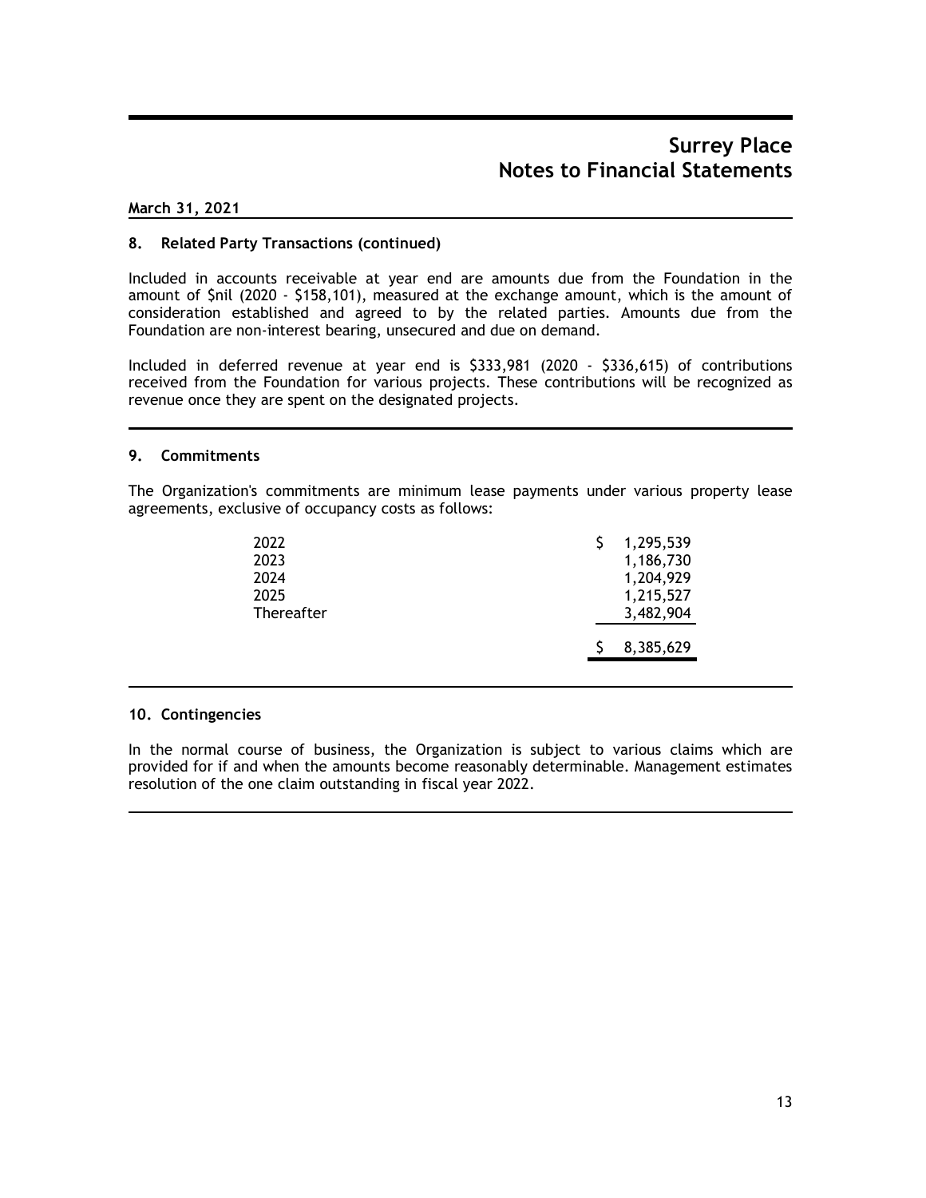# Surrey Place
# Notes to Financial Statements

**March 31, 2021**

## 8. Related Party Transactions (continued)

Included in accounts receivable at year end are amounts due from the Foundation in the amount of $nil (2020 - $158,101), measured at the exchange amount, which is the amount of consideration established and agreed to by the related parties. Amounts due from the Foundation are non-interest bearing, unsecured and due on demand.

Included in deferred revenue at year end is $333,981 (2020 - $336,615) of contributions received from the Foundation for various projects. These contributions will be recognized as revenue once they are spent on the designated projects.

## 9. Commitments

The Organization's commitments are minimum lease payments under various property lease agreements, exclusive of occupancy costs as follows:

| | |
|---|---|
| 2022 | $ 1,295,539 |
| 2023 | 1,186,730 |
| 2024 | 1,204,929 |
| 2025 | 1,215,527 |
| Thereafter | 3,482,904 |
| | $ 8,385,629 |

## 10. Contingencies

In the normal course of business, the Organization is subject to various claims which are provided for if and when the amounts become reasonably determinable. Management estimates resolution of the one claim outstanding in fiscal year 2022.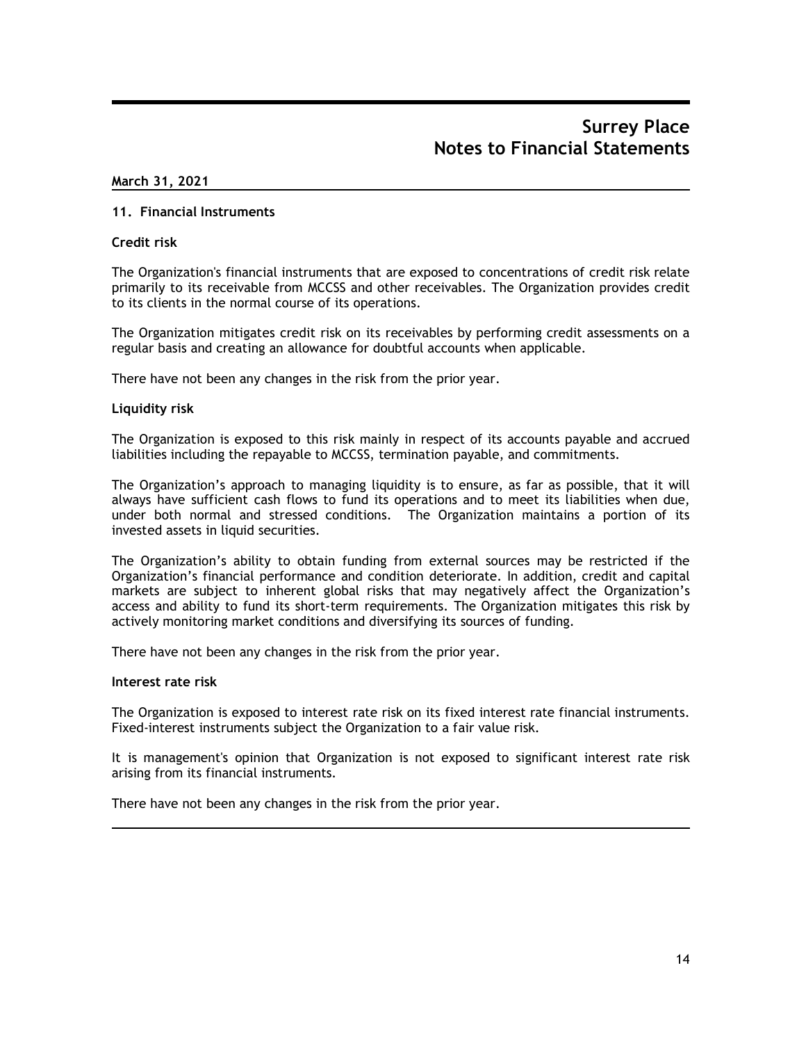**March 31, 2021**

### 11. Financial Instruments

**Credit risk**

The Organization's financial instruments that are exposed to concentrations of credit risk relate primarily to its receivable from MCCSS and other receivables. The Organization provides credit to its clients in the normal course of its operations.

The Organization mitigates credit risk on its receivables by performing credit assessments on a regular basis and creating an allowance for doubtful accounts when applicable.

There have not been any changes in the risk from the prior year.

**Liquidity risk**

The Organization is exposed to this risk mainly in respect of its accounts payable and accrued liabilities including the repayable to MCCSS, termination payable, and commitments.

The Organization's approach to managing liquidity is to ensure, as far as possible, that it will always have sufficient cash flows to fund its operations and to meet its liabilities when due, under both normal and stressed conditions. The Organization maintains a portion of its invested assets in liquid securities.

The Organization's ability to obtain funding from external sources may be restricted if the Organization's financial performance and condition deteriorate. In addition, credit and capital markets are subject to inherent global risks that may negatively affect the Organization's access and ability to fund its short-term requirements. The Organization mitigates this risk by actively monitoring market conditions and diversifying its sources of funding.

There have not been any changes in the risk from the prior year.

**Interest rate risk**

The Organization is exposed to interest rate risk on its fixed interest rate financial instruments. Fixed-interest instruments subject the Organization to a fair value risk.

It is management's opinion that Organization is not exposed to significant interest rate risk arising from its financial instruments.

There have not been any changes in the risk from the prior year.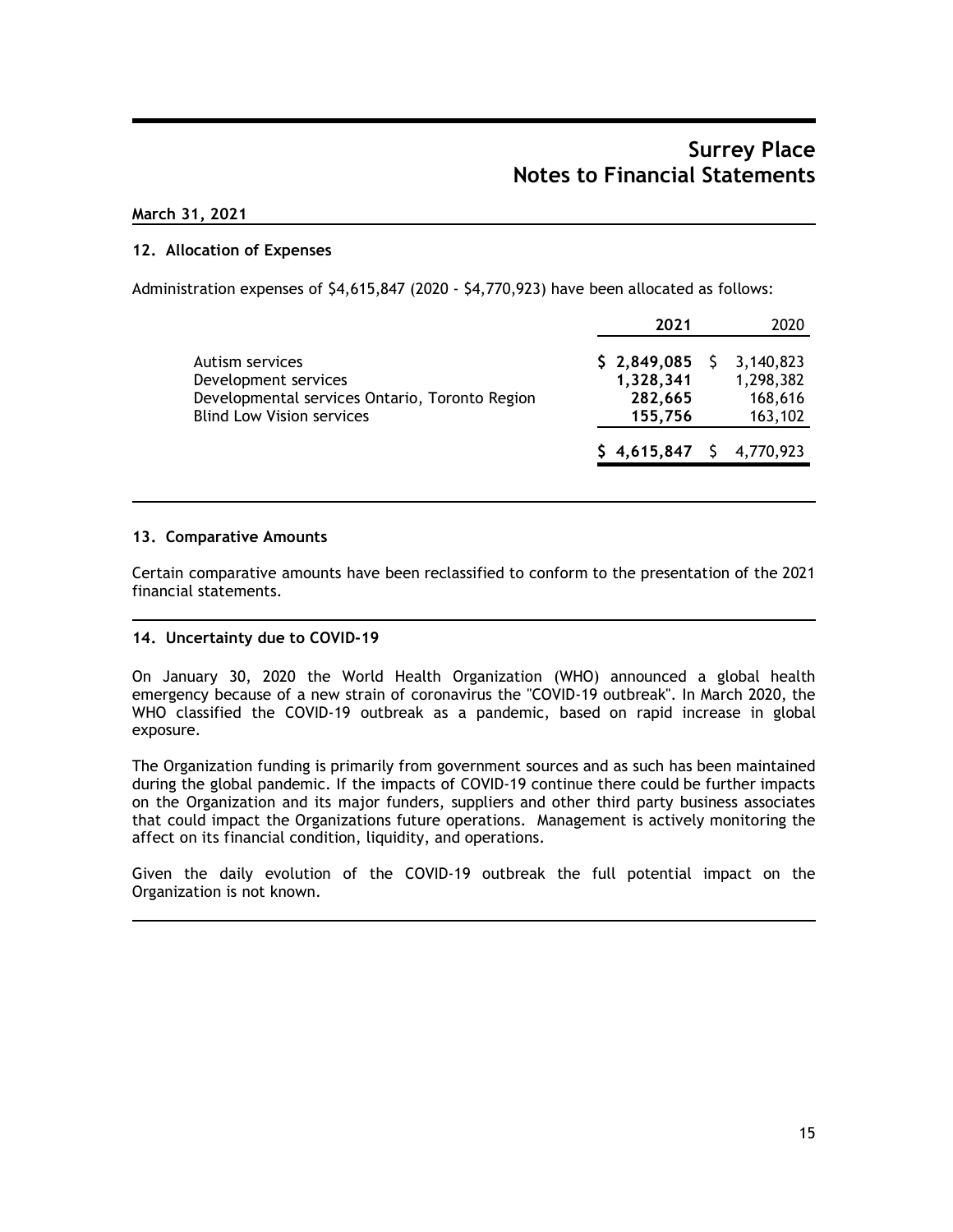# Surrey Place
# Notes to Financial Statements

**March 31, 2021**

## 12. Allocation of Expenses

Administration expenses of $4,615,847 (2020 - $4,770,923) have been allocated as follows:

| | **2021** | 2020 |
|---|---|---|
| Autism services | **$ 2,849,085** | $ 3,140,823 |
| Development services | **1,328,341** | 1,298,382 |
| Developmental services Ontario, Toronto Region | **282,665** | 168,616 |
| Blind Low Vision services | **155,756** | 163,102 |
| | **$ 4,615,847** | $ 4,770,923 |

## 13. Comparative Amounts

Certain comparative amounts have been reclassified to conform to the presentation of the 2021 financial statements.

## 14. Uncertainty due to COVID-19

On January 30, 2020 the World Health Organization (WHO) announced a global health emergency because of a new strain of coronavirus the "COVID-19 outbreak". In March 2020, the WHO classified the COVID-19 outbreak as a pandemic, based on rapid increase in global exposure.

The Organization funding is primarily from government sources and as such has been maintained during the global pandemic. If the impacts of COVID-19 continue there could be further impacts on the Organization and its major funders, suppliers and other third party business associates that could impact the Organizations future operations. Management is actively monitoring the affect on its financial condition, liquidity, and operations.

Given the daily evolution of the COVID-19 outbreak the full potential impact on the Organization is not known.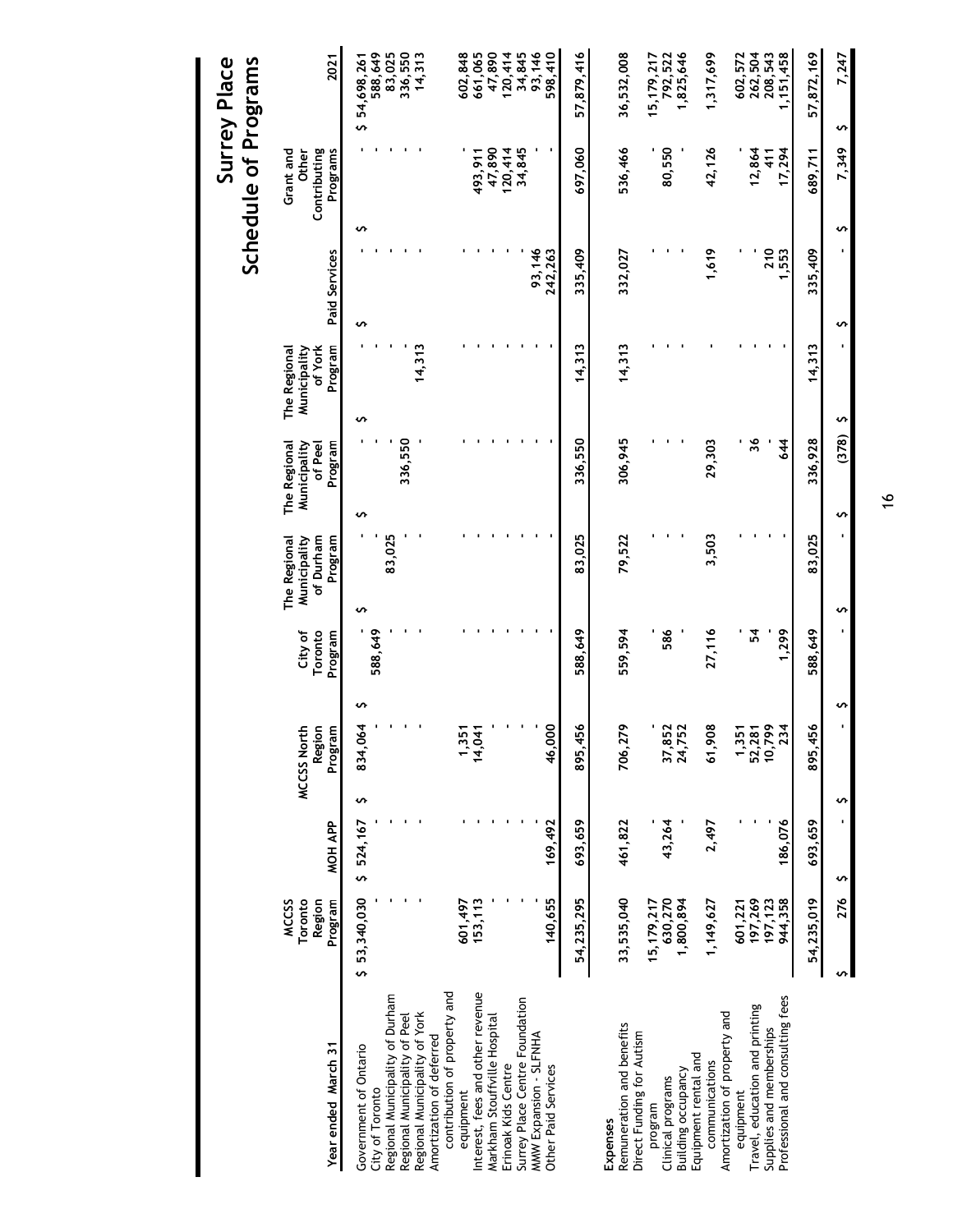# Surrey Place
## Schedule of Programs

| Year ended March 31 | MCCSS Toronto Region Program | MOH APP | MCCSS North Region Program | City of Toronto Program | The Regional Municipality of Durham Program | The Regional Municipality of Peel Program | The Regional Municipality of York Program | Paid Services | Grant and Other Contributing Programs | 2021 |
|---|---|---|---|---|---|---|---|---|---|---|
| Government of Ontario | $ 53,340,030 | $ 524,167 | $ 834,064 | $ - | $ - | $ - | $ - | $ - | $ - | $ 54,698,261 |
| City of Toronto | - | - | - | 588,649 | - | - | - | - | - | 588,649 |
| Regional Municipality of Durham | - | - | - | - | 83,025 | - | - | - | - | 83,025 |
| Regional Municipality of Peel | - | - | - | - | - | 336,550 | - | - | - | 336,550 |
| Regional Municipality of York | - | - | - | - | - | - | 14,313 | - | - | 14,313 |
| Amortization of deferred contribution of property and equipment | 601,497 | - | 1,351 | - | - | - | - | - | - | 602,848 |
| Interest, fees and other revenue | 153,113 | - | 14,041 | - | - | - | - | - | 493,911 | 661,065 |
| Markham Stouffville Hospital | - | - | - | - | - | - | - | - | 47,890 | 47,890 |
| Erinoak Kids Centre | - | - | - | - | - | - | - | - | 120,414 | 120,414 |
| Surrey Place Centre Foundation | - | - | - | - | - | - | - | - | 34,845 | 34,845 |
| MMW Expansion - SLFNHA | - | - | - | - | - | - | - | 93,146 | - | 93,146 |
| Other Paid Services | 140,655 | 169,492 | 46,000 | - | - | - | - | 242,263 | - | 598,410 |
| | 54,235,295 | 693,659 | 895,456 | 588,649 | 83,025 | 336,550 | 14,313 | 335,409 | 697,060 | 57,879,416 |
| **Expenses** | | | | | | | | | | |
| Remuneration and benefits | 33,535,040 | 461,822 | 706,279 | 559,594 | 79,522 | 306,945 | 14,313 | 332,027 | 536,466 | 36,532,008 |
| Direct Funding for Autism program | 15,179,217 | - | - | - | - | - | - | - | - | 15,179,217 |
| Clinical programs | 630,270 | 43,264 | 37,852 | 586 | - | - | - | - | 80,550 | 792,522 |
| Building occupancy | 1,800,894 | - | 24,752 | - | - | - | - | - | - | 1,825,646 |
| Equipment rental and communications | 1,149,627 | 2,497 | 61,908 | 27,116 | 3,503 | 29,303 | - | 1,619 | 42,126 | 1,317,699 |
| Amortization of property and equipment | 601,221 | - | 1,351 | - | - | - | - | - | - | 602,572 |
| Travel, education and printing | 197,269 | - | 52,281 | 54 | - | 36 | - | - | 12,864 | 262,504 |
| Supplies and memberships | 197,123 | - | 10,799 | - | - | - | - | 210 | 411 | 208,543 |
| Professional and consulting fees | 944,358 | 186,076 | 234 | 1,299 | - | 644 | - | 1,553 | 17,294 | 1,151,458 |
| | 54,235,019 | 693,659 | 895,456 | 588,649 | 83,025 | 336,928 | 14,313 | 335,409 | 689,711 | 57,872,169 |
| | $ 276 | $ - | $ - | $ - | $ - | $ (378) | $ - | $ - | $ 7,349 | $ 7,247 |